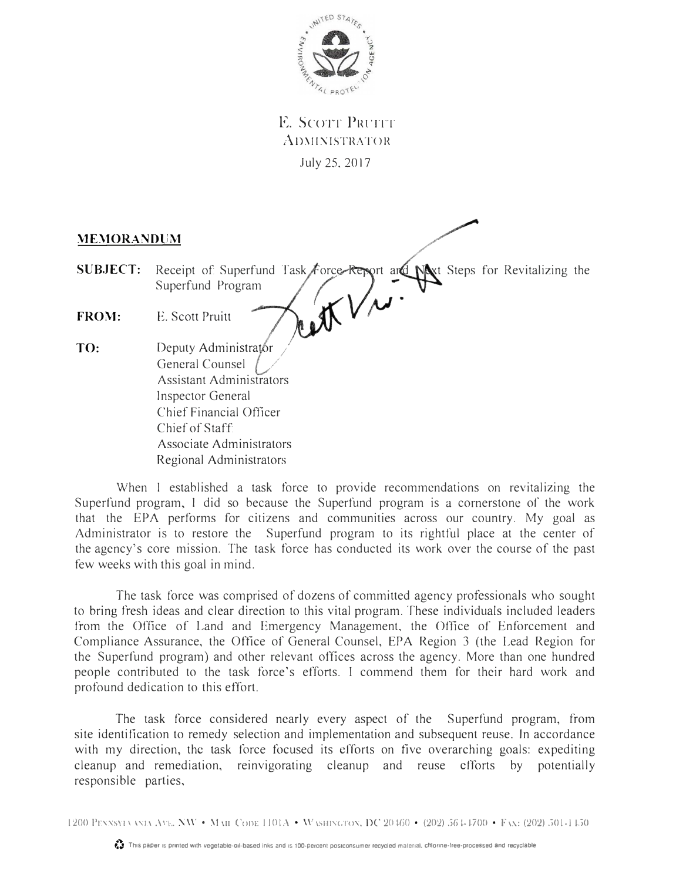E. Scott Pruitt
Administrator

July 25, 2017

**MEMORANDUM**

**SUBJECT:** Receipt of Superfund Task Force Report and Next Steps for Revitalizing the Superfund Program

**FROM:** E. Scott Pruitt

**TO:** Deputy Administrator
General Counsel
Assistant Administrators
Inspector General
Chief Financial Officer
Chief of Staff
Associate Administrators
Regional Administrators

When I established a task force to provide recommendations on revitalizing the Superfund program, I did so because the Superfund program is a cornerstone of the work that the EPA performs for citizens and communities across our country. My goal as Administrator is to restore the Superfund program to its rightful place at the center of the agency's core mission. The task force has conducted its work over the course of the past few weeks with this goal in mind.

The task force was comprised of dozens of committed agency professionals who sought to bring fresh ideas and clear direction to this vital program. These individuals included leaders from the Office of Land and Emergency Management, the Office of Enforcement and Compliance Assurance, the Office of General Counsel, EPA Region 3 (the Lead Region for the Superfund program) and other relevant offices across the agency. More than one hundred people contributed to the task force's efforts. I commend them for their hard work and profound dedication to this effort.

The task force considered nearly every aspect of the Superfund program, from site identification to remedy selection and implementation and subsequent reuse. In accordance with my direction, the task force focused its efforts on five overarching goals: expediting cleanup and remediation, reinvigorating cleanup and reuse efforts by potentially responsible parties,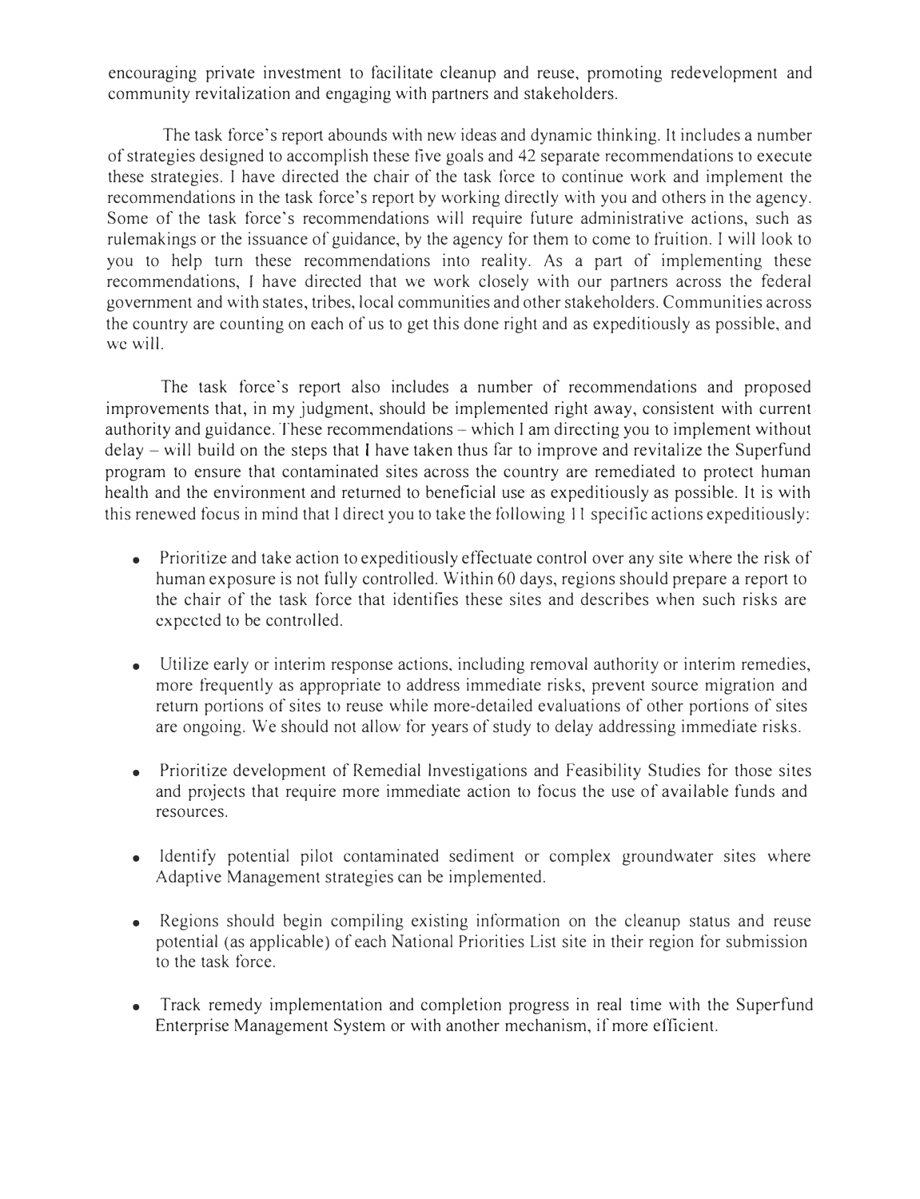encouraging private investment to facilitate cleanup and reuse, promoting redevelopment and community revitalization and engaging with partners and stakeholders.

The task force's report abounds with new ideas and dynamic thinking. It includes a number of strategies designed to accomplish these five goals and 42 separate recommendations to execute these strategies. I have directed the chair of the task force to continue work and implement the recommendations in the task force's report by working directly with you and others in the agency. Some of the task force's recommendations will require future administrative actions, such as rulemakings or the issuance of guidance, by the agency for them to come to fruition. I will look to you to help turn these recommendations into reality. As a part of implementing these recommendations, I have directed that we work closely with our partners across the federal government and with states, tribes, local communities and other stakeholders. Communities across the country are counting on each of us to get this done right and as expeditiously as possible, and we will.

The task force's report also includes a number of recommendations and proposed improvements that, in my judgment, should be implemented right away, consistent with current authority and guidance. These recommendations – which I am directing you to implement without delay – will build on the steps that I have taken thus far to improve and revitalize the Superfund program to ensure that contaminated sites across the country are remediated to protect human health and the environment and returned to beneficial use as expeditiously as possible. It is with this renewed focus in mind that I direct you to take the following 11 specific actions expeditiously:

- Prioritize and take action to expeditiously effectuate control over any site where the risk of human exposure is not fully controlled. Within 60 days, regions should prepare a report to the chair of the task force that identifies these sites and describes when such risks are expected to be controlled.
- Utilize early or interim response actions, including removal authority or interim remedies, more frequently as appropriate to address immediate risks, prevent source migration and return portions of sites to reuse while more-detailed evaluations of other portions of sites are ongoing. We should not allow for years of study to delay addressing immediate risks.
- Prioritize development of Remedial Investigations and Feasibility Studies for those sites and projects that require more immediate action to focus the use of available funds and resources.
- Identify potential pilot contaminated sediment or complex groundwater sites where Adaptive Management strategies can be implemented.
- Regions should begin compiling existing information on the cleanup status and reuse potential (as applicable) of each National Priorities List site in their region for submission to the task force.
- Track remedy implementation and completion progress in real time with the Superfund Enterprise Management System or with another mechanism, if more efficient.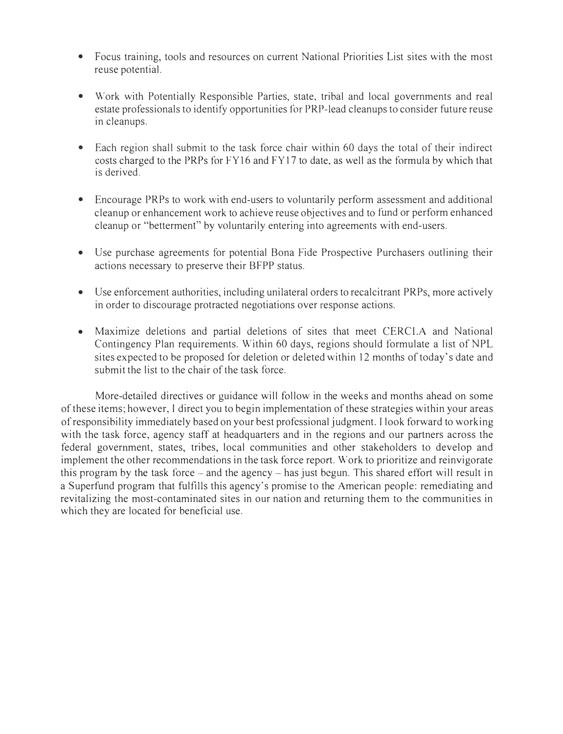- Focus training, tools and resources on current National Priorities List sites with the most reuse potential.

- Work with Potentially Responsible Parties, state, tribal and local governments and real estate professionals to identify opportunities for PRP-lead cleanups to consider future reuse in cleanups.

- Each region shall submit to the task force chair within 60 days the total of their indirect costs charged to the PRPs for FY16 and FY17 to date, as well as the formula by which that is derived.

- Encourage PRPs to work with end-users to voluntarily perform assessment and additional cleanup or enhancement work to achieve reuse objectives and to fund or perform enhanced cleanup or "betterment" by voluntarily entering into agreements with end-users.

- Use purchase agreements for potential Bona Fide Prospective Purchasers outlining their actions necessary to preserve their BFPP status.

- Use enforcement authorities, including unilateral orders to recalcitrant PRPs, more actively in order to discourage protracted negotiations over response actions.

- Maximize deletions and partial deletions of sites that meet CERCLA and National Contingency Plan requirements. Within 60 days, regions should formulate a list of NPL sites expected to be proposed for deletion or deleted within 12 months of today's date and submit the list to the chair of the task force.

More-detailed directives or guidance will follow in the weeks and months ahead on some of these items; however, I direct you to begin implementation of these strategies within your areas of responsibility immediately based on your best professional judgment. I look forward to working with the task force, agency staff at headquarters and in the regions and our partners across the federal government, states, tribes, local communities and other stakeholders to develop and implement the other recommendations in the task force report. Work to prioritize and reinvigorate this program by the task force – and the agency – has just begun. This shared effort will result in a Superfund program that fulfills this agency's promise to the American people: remediating and revitalizing the most-contaminated sites in our nation and returning them to the communities in which they are located for beneficial use.